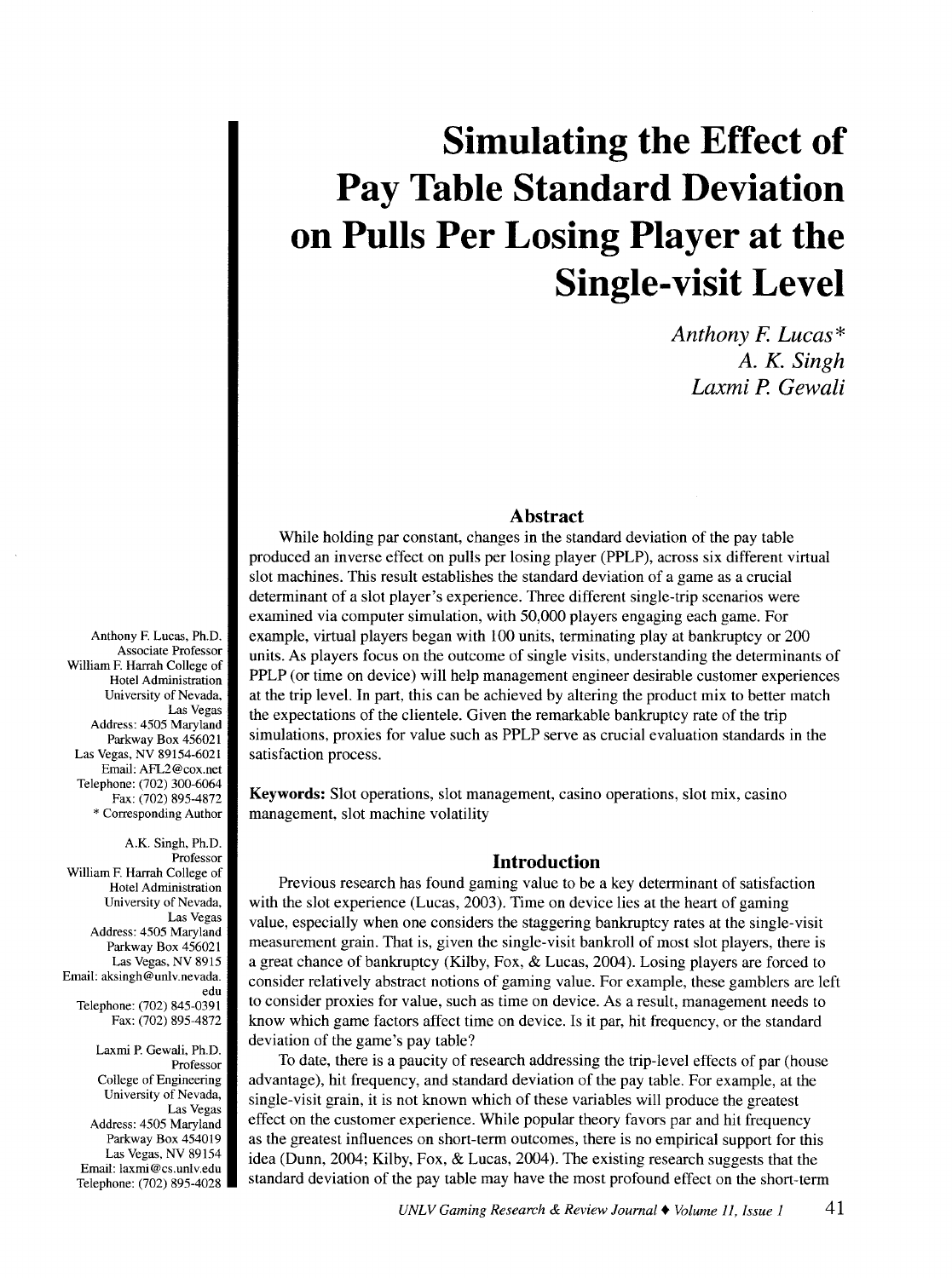# Simulating the Effect of Pay Table Standard Deviation on Pulls Per Losing Player at the Single-visit Level

*Anthony F. Lucas**
*A. K. Singh*
*Laxmi P. Gewali*

## Abstract

While holding par constant, changes in the standard deviation of the pay table produced an inverse effect on pulls per losing player (PPLP), across six different virtual slot machines. This result establishes the standard deviation of a game as a crucial determinant of a slot player's experience. Three different single-trip scenarios were examined via computer simulation, with 50,000 players engaging each game. For example, virtual players began with 100 units, terminating play at bankruptcy or 200 units. As players focus on the outcome of single visits, understanding the determinants of PPLP (or time on device) will help management engineer desirable customer experiences at the trip level. In part, this can be achieved by altering the product mix to better match the expectations of the clientele. Given the remarkable bankruptcy rate of the trip simulations, proxies for value such as PPLP serve as crucial evaluation standards in the satisfaction process.

**Keywords:** Slot operations, slot management, casino operations, slot mix, casino management, slot machine volatility

Anthony F. Lucas, Ph.D.
Associate Professor
William F. Harrah College of Hotel Administration
University of Nevada, Las Vegas
Address: 4505 Maryland Parkway Box 456021
Las Vegas, NV 89154-6021
Email: AFL2@cox.net
Telephone: (702) 300-6064
Fax: (702) 895-4872
* Corresponding Author

A.K. Singh, Ph.D.
Professor
William F. Harrah College of Hotel Administration
University of Nevada, Las Vegas
Address: 4505 Maryland Parkway Box 456021
Las Vegas, NV 8915
Email: aksingh@unlv.nevada.edu
Telephone: (702) 845-0391
Fax: (702) 895-4872

Laxmi P. Gewali, Ph.D.
Professor
College of Engineering
University of Nevada, Las Vegas
Address: 4505 Maryland Parkway Box 454019
Las Vegas, NV 89154
Email: laxmi@cs.unlv.edu
Telephone: (702) 895-4028

## Introduction

Previous research has found gaming value to be a key determinant of satisfaction with the slot experience (Lucas, 2003). Time on device lies at the heart of gaming value, especially when one considers the staggering bankruptcy rates at the single-visit measurement grain. That is, given the single-visit bankroll of most slot players, there is a great chance of bankruptcy (Kilby, Fox, & Lucas, 2004). Losing players are forced to consider relatively abstract notions of gaming value. For example, these gamblers are left to consider proxies for value, such as time on device. As a result, management needs to know which game factors affect time on device. Is it par, hit frequency, or the standard deviation of the game's pay table?

To date, there is a paucity of research addressing the trip-level effects of par (house advantage), hit frequency, and standard deviation of the pay table. For example, at the single-visit grain, it is not known which of these variables will produce the greatest effect on the customer experience. While popular theory favors par and hit frequency as the greatest influences on short-term outcomes, there is no empirical support for this idea (Dunn, 2004; Kilby, Fox, & Lucas, 2004). The existing research suggests that the standard deviation of the pay table may have the most profound effect on the short-term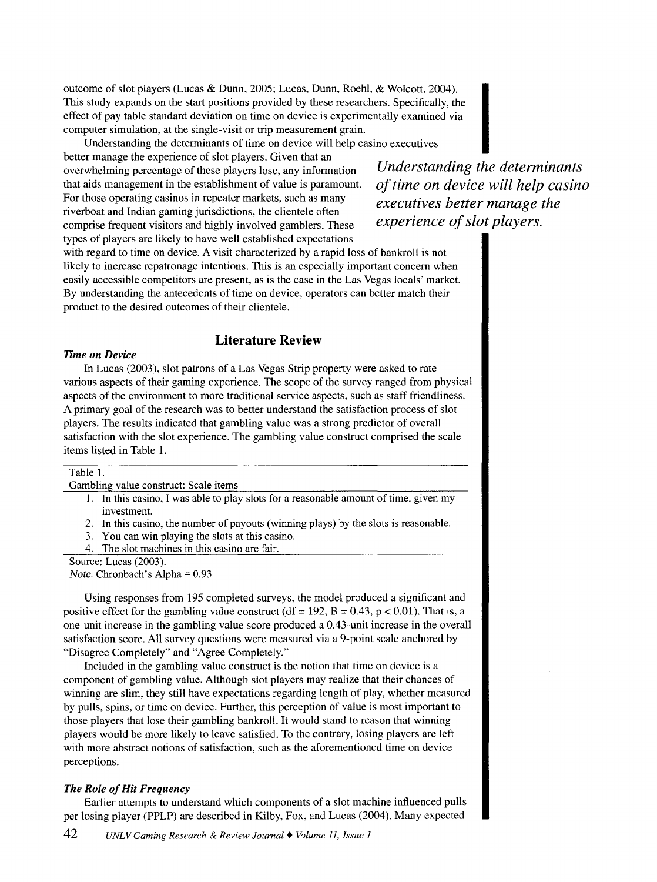outcome of slot players (Lucas & Dunn, 2005; Lucas, Dunn, Roehl, & Wolcott, 2004). This study expands on the start positions provided by these researchers. Specifically, the effect of pay table standard deviation on time on device is experimentally examined via computer simulation, at the single-visit or trip measurement grain.

Understanding the determinants of time on device will help casino executives better manage the experience of slot players. Given that an overwhelming percentage of these players lose, any information that aids management in the establishment of value is paramount. For those operating casinos in repeater markets, such as many riverboat and Indian gaming jurisdictions, the clientele often comprise frequent visitors and highly involved gamblers. These types of players are likely to have well established expectations with regard to time on device. A visit characterized by a rapid loss of bankroll is not likely to increase repatronage intentions. This is an especially important concern when easily accessible competitors are present, as is the case in the Las Vegas locals' market. By understanding the antecedents of time on device, operators can better match their product to the desired outcomes of their clientele.

*Understanding the determinants of time on device will help casino executives better manage the experience of slot players.*

## Literature Review

### *Time on Device*

In Lucas (2003), slot patrons of a Las Vegas Strip property were asked to rate various aspects of their gaming experience. The scope of the survey ranged from physical aspects of the environment to more traditional service aspects, such as staff friendliness. A primary goal of the research was to better understand the satisfaction process of slot players. The results indicated that gambling value was a strong predictor of overall satisfaction with the slot experience. The gambling value construct comprised the scale items listed in Table 1.

Table 1.
Gambling value construct: Scale items

| |
|---|
| 1. In this casino, I was able to play slots for a reasonable amount of time, given my investment. |
| 2. In this casino, the number of payouts (winning plays) by the slots is reasonable. |
| 3. You can win playing the slots at this casino. |
| 4. The slot machines in this casino are fair. |

Source: Lucas (2003).
*Note.* Chronbach's Alpha = 0.93

Using responses from 195 completed surveys, the model produced a significant and positive effect for the gambling value construct ($df = 192$, $B = 0.43$, $p < 0.01$). That is, a one-unit increase in the gambling value score produced a 0.43-unit increase in the overall satisfaction score. All survey questions were measured via a 9-point scale anchored by "Disagree Completely" and "Agree Completely."

Included in the gambling value construct is the notion that time on device is a component of gambling value. Although slot players may realize that their chances of winning are slim, they still have expectations regarding length of play, whether measured by pulls, spins, or time on device. Further, this perception of value is most important to those players that lose their gambling bankroll. It would stand to reason that winning players would be more likely to leave satisfied. To the contrary, losing players are left with more abstract notions of satisfaction, such as the aforementioned time on device perceptions.

### *The Role of Hit Frequency*

Earlier attempts to understand which components of a slot machine influenced pulls per losing player (PPLP) are described in Kilby, Fox, and Lucas (2004). Many expected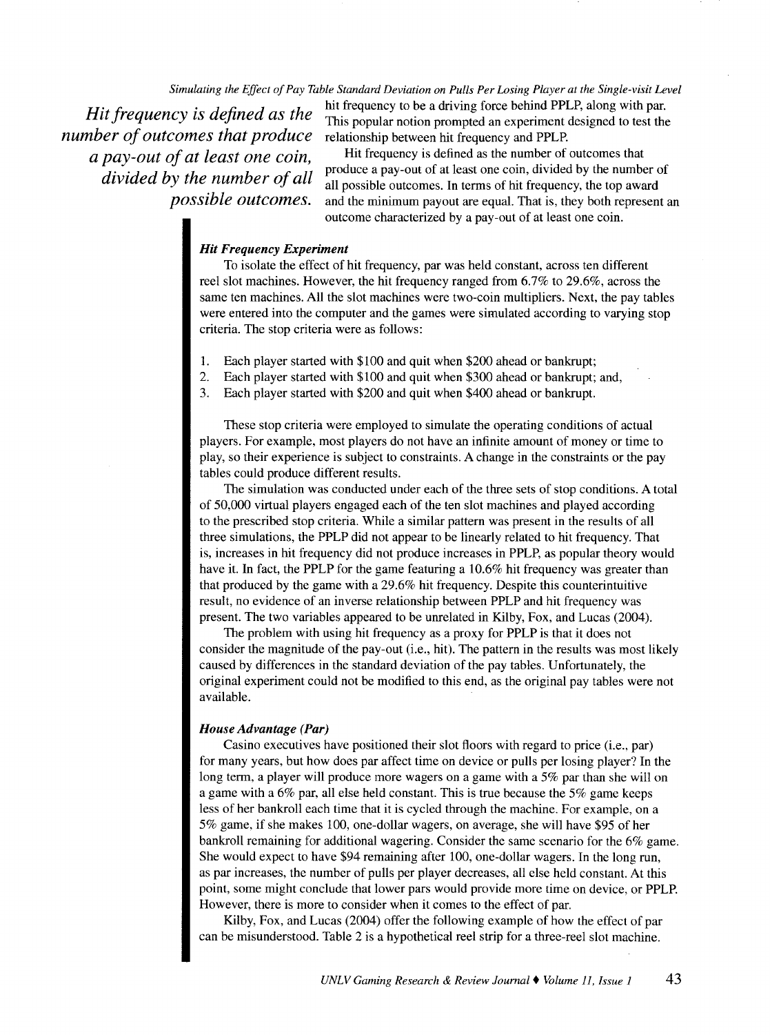*Hit frequency is defined as the number of outcomes that produce a pay-out of at least one coin, divided by the number of all possible outcomes.*

hit frequency to be a driving force behind PPLP, along with par. This popular notion prompted an experiment designed to test the relationship between hit frequency and PPLP.

Hit frequency is defined as the number of outcomes that produce a pay-out of at least one coin, divided by the number of all possible outcomes. In terms of hit frequency, the top award and the minimum payout are equal. That is, they both represent an outcome characterized by a pay-out of at least one coin.

### *Hit Frequency Experiment*

To isolate the effect of hit frequency, par was held constant, across ten different reel slot machines. However, the hit frequency ranged from 6.7% to 29.6%, across the same ten machines. All the slot machines were two-coin multipliers. Next, the pay tables were entered into the computer and the games were simulated according to varying stop criteria. The stop criteria were as follows:

1. Each player started with $100 and quit when $200 ahead or bankrupt;
2. Each player started with $100 and quit when $300 ahead or bankrupt; and,
3. Each player started with $200 and quit when $400 ahead or bankrupt.

These stop criteria were employed to simulate the operating conditions of actual players. For example, most players do not have an infinite amount of money or time to play, so their experience is subject to constraints. A change in the constraints or the pay tables could produce different results.

The simulation was conducted under each of the three sets of stop conditions. A total of 50,000 virtual players engaged each of the ten slot machines and played according to the prescribed stop criteria. While a similar pattern was present in the results of all three simulations, the PPLP did not appear to be linearly related to hit frequency. That is, increases in hit frequency did not produce increases in PPLP, as popular theory would have it. In fact, the PPLP for the game featuring a 10.6% hit frequency was greater than that produced by the game with a 29.6% hit frequency. Despite this counterintuitive result, no evidence of an inverse relationship between PPLP and hit frequency was present. The two variables appeared to be unrelated in Kilby, Fox, and Lucas (2004).

The problem with using hit frequency as a proxy for PPLP is that it does not consider the magnitude of the pay-out (i.e., hit). The pattern in the results was most likely caused by differences in the standard deviation of the pay tables. Unfortunately, the original experiment could not be modified to this end, as the original pay tables were not available.

### *House Advantage (Par)*

Casino executives have positioned their slot floors with regard to price (i.e., par) for many years, but how does par affect time on device or pulls per losing player? In the long term, a player will produce more wagers on a game with a 5% par than she will on a game with a 6% par, all else held constant. This is true because the 5% game keeps less of her bankroll each time that it is cycled through the machine. For example, on a 5% game, if she makes 100, one-dollar wagers, on average, she will have $95 of her bankroll remaining for additional wagering. Consider the same scenario for the 6% game. She would expect to have $94 remaining after 100, one-dollar wagers. In the long run, as par increases, the number of pulls per player decreases, all else held constant. At this point, some might conclude that lower pars would provide more time on device, or PPLP. However, there is more to consider when it comes to the effect of par.

Kilby, Fox, and Lucas (2004) offer the following example of how the effect of par can be misunderstood. Table 2 is a hypothetical reel strip for a three-reel slot machine.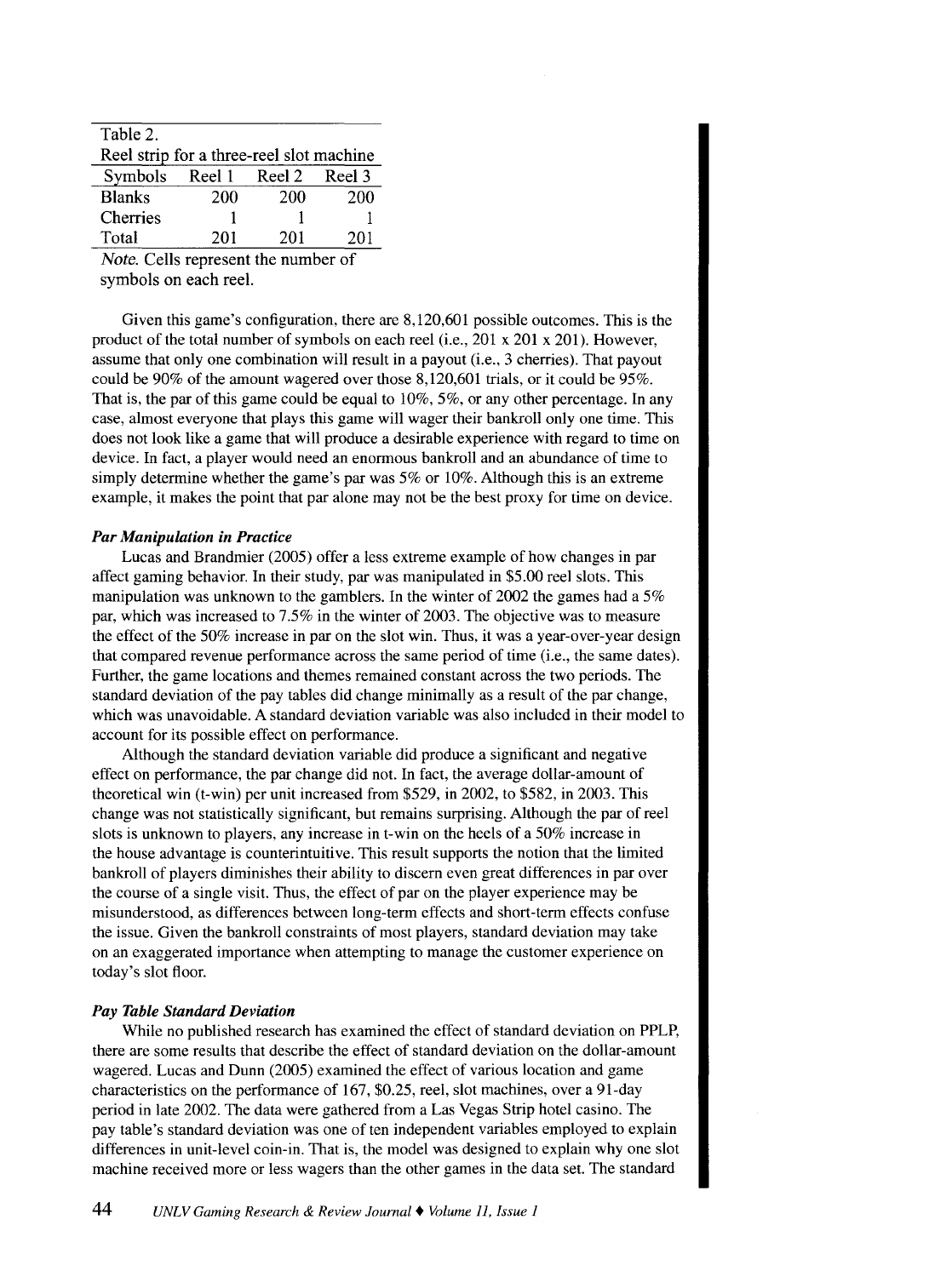Table 2.
Reel strip for a three-reel slot machine

| Symbols | Reel 1 | Reel 2 | Reel 3 |
|---|---|---|---|
| Blanks | 200 | 200 | 200 |
| Cherries | 1 | 1 | 1 |
| Total | 201 | 201 | 201 |

*Note.* Cells represent the number of symbols on each reel.

Given this game's configuration, there are 8,120,601 possible outcomes. This is the product of the total number of symbols on each reel (i.e., 201 x 201 x 201). However, assume that only one combination will result in a payout (i.e., 3 cherries). That payout could be 90% of the amount wagered over those 8,120,601 trials, or it could be 95%. That is, the par of this game could be equal to 10%, 5%, or any other percentage. In any case, almost everyone that plays this game will wager their bankroll only one time. This does not look like a game that will produce a desirable experience with regard to time on device. In fact, a player would need an enormous bankroll and an abundance of time to simply determine whether the game's par was 5% or 10%. Although this is an extreme example, it makes the point that par alone may not be the best proxy for time on device.

### *Par Manipulation in Practice*

Lucas and Brandmier (2005) offer a less extreme example of how changes in par affect gaming behavior. In their study, par was manipulated in $5.00 reel slots. This manipulation was unknown to the gamblers. In the winter of 2002 the games had a 5% par, which was increased to 7.5% in the winter of 2003. The objective was to measure the effect of the 50% increase in par on the slot win. Thus, it was a year-over-year design that compared revenue performance across the same period of time (i.e., the same dates). Further, the game locations and themes remained constant across the two periods. The standard deviation of the pay tables did change minimally as a result of the par change, which was unavoidable. A standard deviation variable was also included in their model to account for its possible effect on performance.

Although the standard deviation variable did produce a significant and negative effect on performance, the par change did not. In fact, the average dollar-amount of theoretical win (t-win) per unit increased from $529, in 2002, to $582, in 2003. This change was not statistically significant, but remains surprising. Although the par of reel slots is unknown to players, any increase in t-win on the heels of a 50% increase in the house advantage is counterintuitive. This result supports the notion that the limited bankroll of players diminishes their ability to discern even great differences in par over the course of a single visit. Thus, the effect of par on the player experience may be misunderstood, as differences between long-term effects and short-term effects confuse the issue. Given the bankroll constraints of most players, standard deviation may take on an exaggerated importance when attempting to manage the customer experience on today's slot floor.

### *Pay Table Standard Deviation*

While no published research has examined the effect of standard deviation on PPLP, there are some results that describe the effect of standard deviation on the dollar-amount wagered. Lucas and Dunn (2005) examined the effect of various location and game characteristics on the performance of 167, $0.25, reel, slot machines, over a 91-day period in late 2002. The data were gathered from a Las Vegas Strip hotel casino. The pay table's standard deviation was one of ten independent variables employed to explain differences in unit-level coin-in. That is, the model was designed to explain why one slot machine received more or less wagers than the other games in the data set. The standard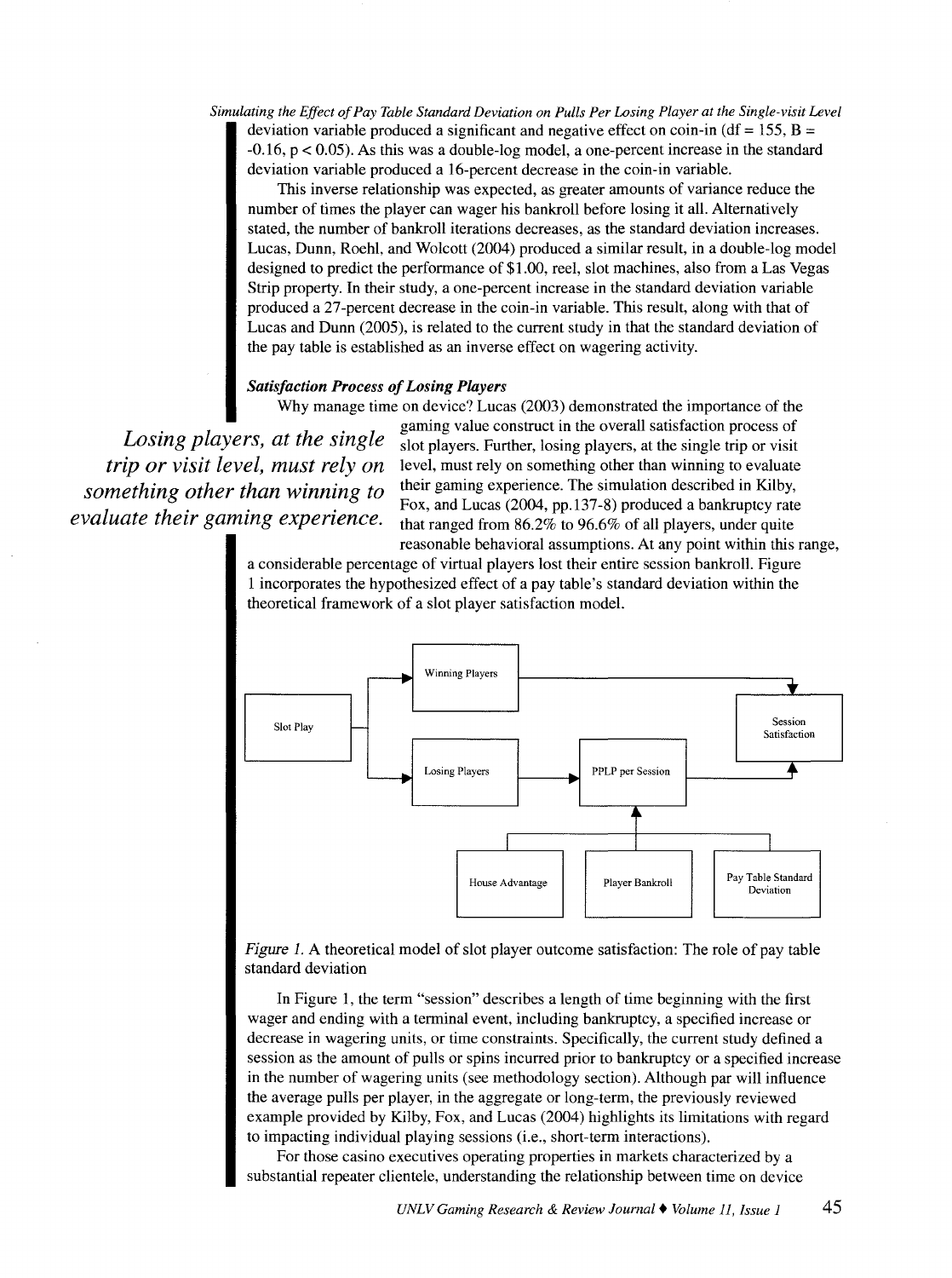deviation variable produced a significant and negative effect on coin-in (df = 155, B = -0.16, $p < 0.05$). As this was a double-log model, a one-percent increase in the standard deviation variable produced a 16-percent decrease in the coin-in variable.

This inverse relationship was expected, as greater amounts of variance reduce the number of times the player can wager his bankroll before losing it all. Alternatively stated, the number of bankroll iterations decreases, as the standard deviation increases. Lucas, Dunn, Roehl, and Wolcott (2004) produced a similar result, in a double-log model designed to predict the performance of $1.00, reel, slot machines, also from a Las Vegas Strip property. In their study, a one-percent increase in the standard deviation variable produced a 27-percent decrease in the coin-in variable. This result, along with that of Lucas and Dunn (2005), is related to the current study in that the standard deviation of the pay table is established as an inverse effect on wagering activity.

### *Satisfaction Process of Losing Players*

Why manage time on device? Lucas (2003) demonstrated the importance of the gaming value construct in the overall satisfaction process of slot players. Further, losing players, at the single trip or visit level, must rely on something other than winning to evaluate their gaming experience. The simulation described in Kilby, Fox, and Lucas (2004, pp.137-8) produced a bankruptcy rate that ranged from 86.2% to 96.6% of all players, under quite reasonable behavioral assumptions. At any point within this range, a considerable percentage of virtual players lost their entire session bankroll. Figure 1 incorporates the hypothesized effect of a pay table's standard deviation within the theoretical framework of a slot player satisfaction model.

*Losing players, at the single trip or visit level, must rely on something other than winning to evaluate their gaming experience.*

*Figure 1.* A theoretical model of slot player outcome satisfaction: The role of pay table standard deviation

In Figure 1, the term "session" describes a length of time beginning with the first wager and ending with a terminal event, including bankruptcy, a specified increase or decrease in wagering units, or time constraints. Specifically, the current study defined a session as the amount of pulls or spins incurred prior to bankruptcy or a specified increase in the number of wagering units (see methodology section). Although par will influence the average pulls per player, in the aggregate or long-term, the previously reviewed example provided by Kilby, Fox, and Lucas (2004) highlights its limitations with regard to impacting individual playing sessions (i.e., short-term interactions).

For those casino executives operating properties in markets characterized by a substantial repeater clientele, understanding the relationship between time on device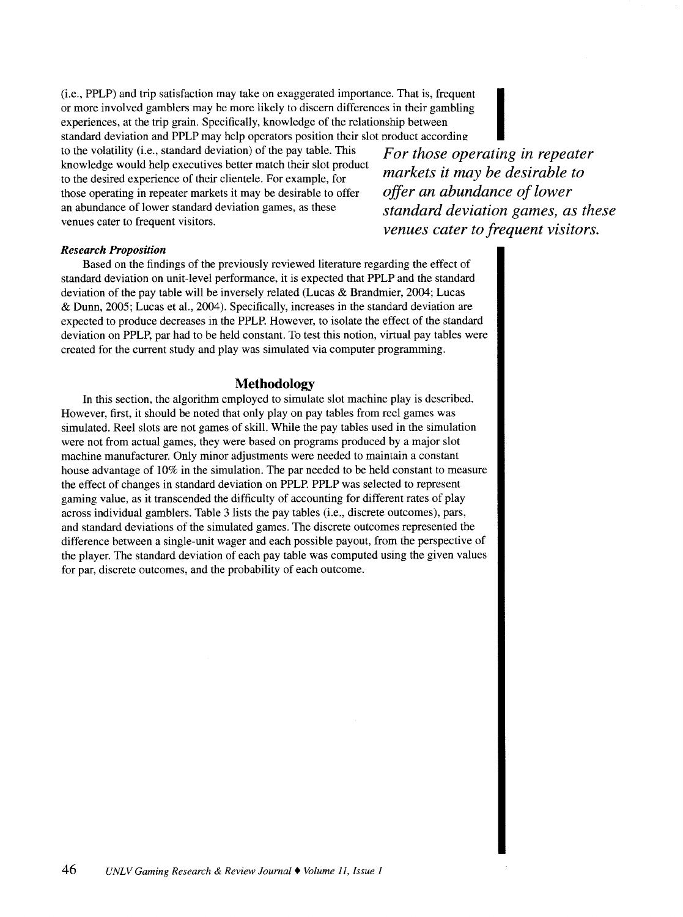(i.e., PPLP) and trip satisfaction may take on exaggerated importance. That is, frequent or more involved gamblers may be more likely to discern differences in their gambling experiences, at the trip grain. Specifically, knowledge of the relationship between standard deviation and PPLP may help operators position their slot product according to the volatility (i.e., standard deviation) of the pay table. This knowledge would help executives better match their slot product to the desired experience of their clientele. For example, for those operating in repeater markets it may be desirable to offer an abundance of lower standard deviation games, as these venues cater to frequent visitors.

> ***For those operating in repeater markets it may be desirable to offer an abundance of lower standard deviation games, as these venues cater to frequent visitors.***

### *Research Proposition*

Based on the findings of the previously reviewed literature regarding the effect of standard deviation on unit-level performance, it is expected that PPLP and the standard deviation of the pay table will be inversely related (Lucas & Brandmier, 2004; Lucas & Dunn, 2005; Lucas et al., 2004). Specifically, increases in the standard deviation are expected to produce decreases in the PPLP. However, to isolate the effect of the standard deviation on PPLP, par had to be held constant. To test this notion, virtual pay tables were created for the current study and play was simulated via computer programming.

## Methodology

In this section, the algorithm employed to simulate slot machine play is described. However, first, it should be noted that only play on pay tables from reel games was simulated. Reel slots are not games of skill. While the pay tables used in the simulation were not from actual games, they were based on programs produced by a major slot machine manufacturer. Only minor adjustments were needed to maintain a constant house advantage of 10% in the simulation. The par needed to be held constant to measure the effect of changes in standard deviation on PPLP. PPLP was selected to represent gaming value, as it transcended the difficulty of accounting for different rates of play across individual gamblers. Table 3 lists the pay tables (i.e., discrete outcomes), pars, and standard deviations of the simulated games. The discrete outcomes represented the difference between a single-unit wager and each possible payout, from the perspective of the player. The standard deviation of each pay table was computed using the given values for par, discrete outcomes, and the probability of each outcome.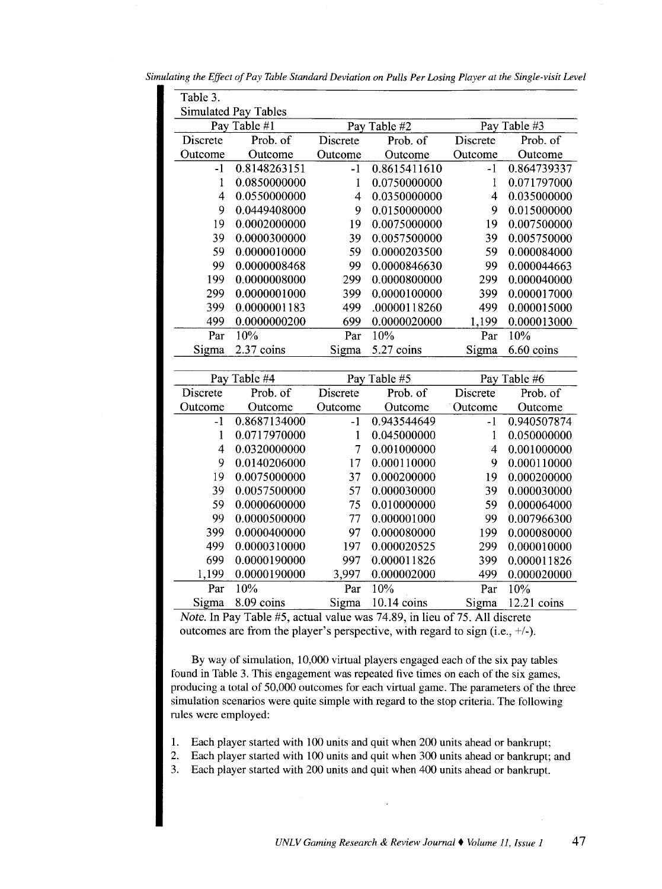Table 3.
Simulated Pay Tables

| Pay Table #1 | | Pay Table #2 | | Pay Table #3 | |
|---|---|---|---|---|---|
| Discrete Outcome | Prob. of Outcome | Discrete Outcome | Prob. of Outcome | Discrete Outcome | Prob. of Outcome |
| -1 | 0.8148263151 | -1 | 0.8615411610 | -1 | 0.864739337 |
| 1 | 0.0850000000 | 1 | 0.0750000000 | 1 | 0.071797000 |
| 4 | 0.0550000000 | 4 | 0.0350000000 | 4 | 0.035000000 |
| 9 | 0.0449408000 | 9 | 0.0150000000 | 9 | 0.015000000 |
| 19 | 0.0002000000 | 19 | 0.0075000000 | 19 | 0.007500000 |
| 39 | 0.0000300000 | 39 | 0.0057500000 | 39 | 0.005750000 |
| 59 | 0.0000010000 | 59 | 0.0000203500 | 59 | 0.000084000 |
| 99 | 0.0000008468 | 99 | 0.0000846630 | 99 | 0.000044663 |
| 199 | 0.0000008000 | 299 | 0.0000800000 | 299 | 0.000040000 |
| 299 | 0.0000001000 | 399 | 0.0000100000 | 399 | 0.000017000 |
| 399 | 0.0000001183 | 499 | .00000118260 | 499 | 0.000015000 |
| 499 | 0.0000000200 | 699 | 0.0000020000 | 1,199 | 0.000013000 |
| Par | 10% | Par | 10% | Par | 10% |
| Sigma | 2.37 coins | Sigma | 5.27 coins | Sigma | 6.60 coins |

| Pay Table #4 | | Pay Table #5 | | Pay Table #6 | |
|---|---|---|---|---|---|
| Discrete Outcome | Prob. of Outcome | Discrete Outcome | Prob. of Outcome | Discrete Outcome | Prob. of Outcome |
| -1 | 0.8687134000 | -1 | 0.943544649 | -1 | 0.940507874 |
| 1 | 0.0717970000 | 1 | 0.045000000 | 1 | 0.050000000 |
| 4 | 0.0320000000 | 7 | 0.001000000 | 4 | 0.001000000 |
| 9 | 0.0140206000 | 17 | 0.000110000 | 9 | 0.000110000 |
| 19 | 0.0075000000 | 37 | 0.000200000 | 19 | 0.000200000 |
| 39 | 0.0057500000 | 57 | 0.000030000 | 39 | 0.000030000 |
| 59 | 0.0000600000 | 75 | 0.010000000 | 59 | 0.000064000 |
| 99 | 0.0000500000 | 77 | 0.000001000 | 99 | 0.007966300 |
| 399 | 0.0000400000 | 97 | 0.000080000 | 199 | 0.000080000 |
| 499 | 0.0000310000 | 197 | 0.000020525 | 299 | 0.000010000 |
| 699 | 0.0000190000 | 997 | 0.000011826 | 399 | 0.000011826 |
| 1,199 | 0.0000190000 | 3,997 | 0.000002000 | 499 | 0.000020000 |
| Par | 10% | Par | 10% | Par | 10% |
| Sigma | 8.09 coins | Sigma | 10.14 coins | Sigma | 12.21 coins |

*Note.* In Pay Table #5, actual value was 74.89, in lieu of 75. All discrete outcomes are from the player's perspective, with regard to sign (i.e., +/-).

By way of simulation, 10,000 virtual players engaged each of the six pay tables found in Table 3. This engagement was repeated five times on each of the six games, producing a total of 50,000 outcomes for each virtual game. The parameters of the three simulation scenarios were quite simple with regard to the stop criteria. The following rules were employed:

1. Each player started with 100 units and quit when 200 units ahead or bankrupt;
2. Each player started with 100 units and quit when 300 units ahead or bankrupt; and
3. Each player started with 200 units and quit when 400 units ahead or bankrupt.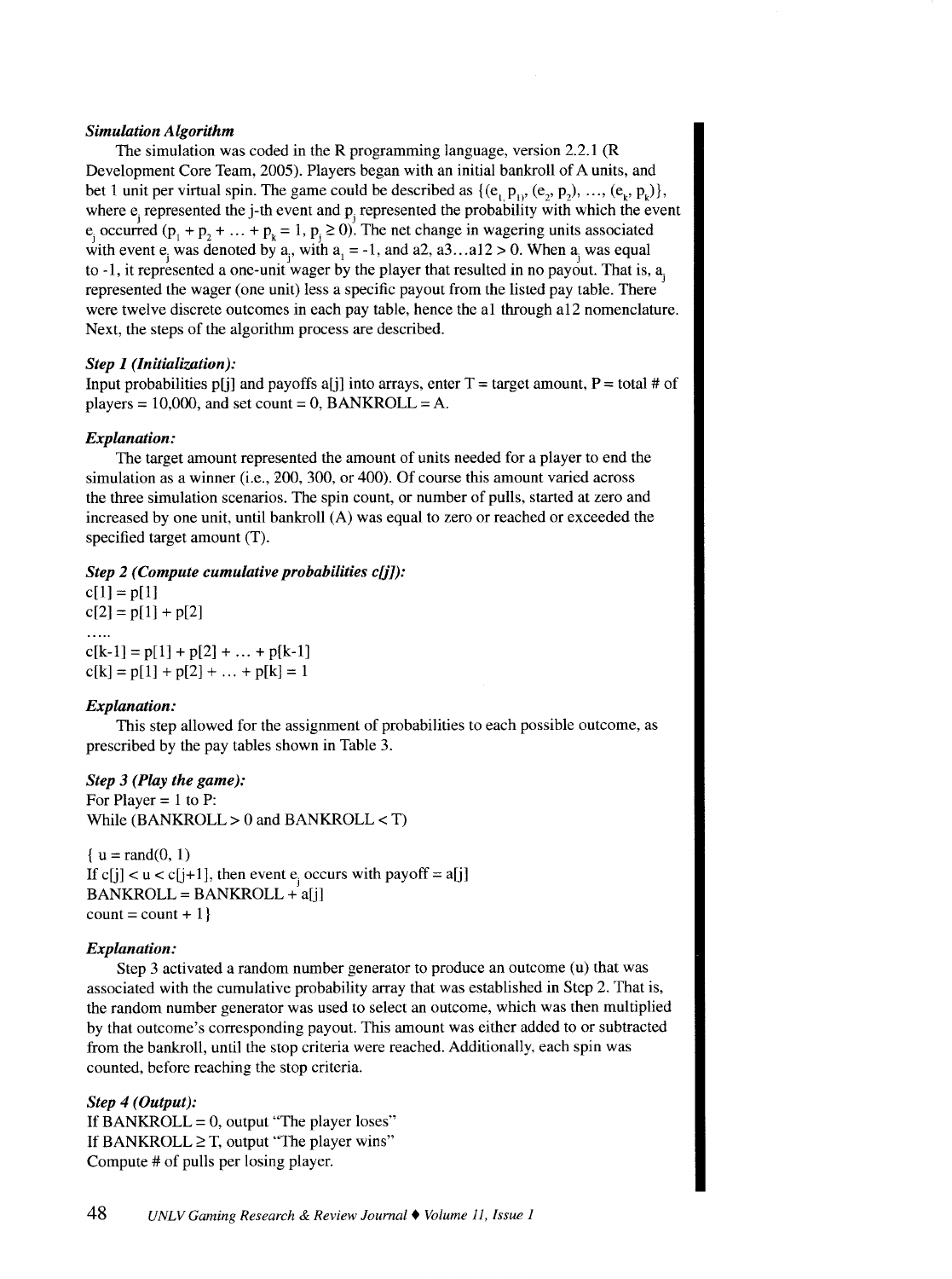***Simulation Algorithm***

The simulation was coded in the R programming language, version 2.2.1 (R Development Core Team, 2005). Players began with an initial bankroll of A units, and bet 1 unit per virtual spin. The game could be described as $\{(e_1, p_1), (e_2, p_2), \ldots, (e_k, p_k)\}$, where $e_j$ represented the j-th event and $p_j$ represented the probability with which the event $e_j$ occurred ($p_1 + p_2 + \ldots + p_k = 1, p_j \geq 0$). The net change in wagering units associated with event $e_j$ was denoted by $a_j$, with $a_1 = -1$, and a2, a3...a12 > 0. When $a_j$ was equal to -1, it represented a one-unit wager by the player that resulted in no payout. That is, $a_j$ represented the wager (one unit) less a specific payout from the listed pay table. There were twelve discrete outcomes in each pay table, hence the a1 through a12 nomenclature. Next, the steps of the algorithm process are described.

***Step 1 (Initialization):***

Input probabilities p[j] and payoffs a[j] into arrays, enter T = target amount, P = total # of players = 10,000, and set count = 0, BANKROLL = A.

***Explanation:***

The target amount represented the amount of units needed for a player to end the simulation as a winner (i.e., 200, 300, or 400). Of course this amount varied across the three simulation scenarios. The spin count, or number of pulls, started at zero and increased by one unit, until bankroll (A) was equal to zero or reached or exceeded the specified target amount (T).

***Step 2 (Compute cumulative probabilities c[j]):***

c[1] = p[1]
c[2] = p[1] + p[2]
.....
c[k-1] = p[1] + p[2] + ... + p[k-1]
c[k] = p[1] + p[2] + ... + p[k] = 1

***Explanation:***

This step allowed for the assignment of probabilities to each possible outcome, as prescribed by the pay tables shown in Table 3.

***Step 3 (Play the game):***

For Player = 1 to P:
While (BANKROLL > 0 and BANKROLL < T)

{ u = rand(0, 1)
If c[j] < u < c[j+1], then event $e_j$ occurs with payoff = a[j]
BANKROLL = BANKROLL + a[j]
count = count + 1}

***Explanation:***

Step 3 activated a random number generator to produce an outcome (u) that was associated with the cumulative probability array that was established in Step 2. That is, the random number generator was used to select an outcome, which was then multiplied by that outcome's corresponding payout. This amount was either added to or subtracted from the bankroll, until the stop criteria were reached. Additionally, each spin was counted, before reaching the stop criteria.

***Step 4 (Output):***

If BANKROLL = 0, output "The player loses"
If BANKROLL ≥ T, output "The player wins"
Compute # of pulls per losing player.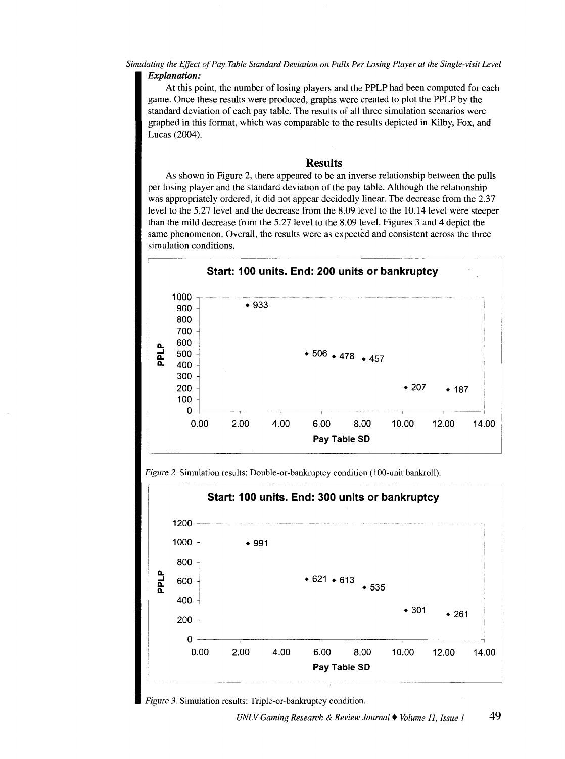***Explanation:***

At this point, the number of losing players and the PPLP had been computed for each game. Once these results were produced, graphs were created to plot the PPLP by the standard deviation of each pay table. The results of all three simulation scenarios were graphed in this format, which was comparable to the results depicted in Kilby, Fox, and Lucas (2004).

## Results

As shown in Figure 2, there appeared to be an inverse relationship between the pulls per losing player and the standard deviation of the pay table. Although the relationship was appropriately ordered, it did not appear decidedly linear. The decrease from the 2.37 level to the 5.27 level and the decrease from the 8.09 level to the 10.14 level were steeper than the mild decrease from the 5.27 level to the 8.09 level. Figures 3 and 4 depict the same phenomenon. Overall, the results were as expected and consistent across the three simulation conditions.

**Start: 100 units. End: 200 units or bankruptcy**

PLP values plotted by Pay Table SD: 933, 506, 478, 457, 207, 187

*Figure 2.* Simulation results: Double-or-bankruptcy condition (100-unit bankroll).

**Start: 100 units. End: 300 units or bankruptcy**

PPLP values plotted by Pay Table SD: 991, 621, 613, 535, 301, 261

*Figure 3.* Simulation results: Triple-or-bankruptcy condition.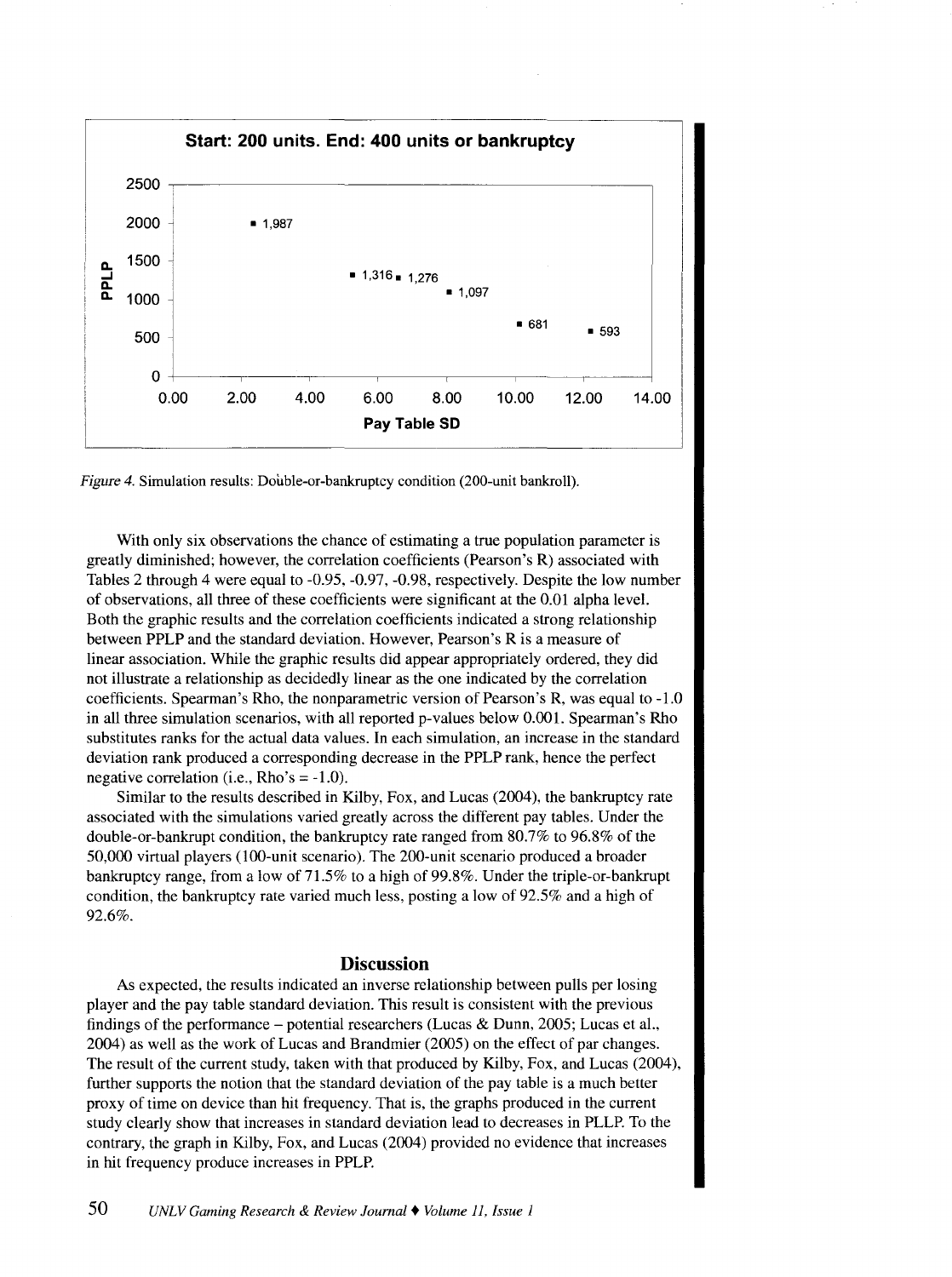*Figure 4.* Simulation results: Double-or-bankruptcy condition (200-unit bankroll).

With only six observations the chance of estimating a true population parameter is greatly diminished; however, the correlation coefficients (Pearson's R) associated with Tables 2 through 4 were equal to -0.95, -0.97, -0.98, respectively. Despite the low number of observations, all three of these coefficients were significant at the 0.01 alpha level. Both the graphic results and the correlation coefficients indicated a strong relationship between PPLP and the standard deviation. However, Pearson's R is a measure of linear association. While the graphic results did appear appropriately ordered, they did not illustrate a relationship as decidedly linear as the one indicated by the correlation coefficients. Spearman's Rho, the nonparametric version of Pearson's R, was equal to -1.0 in all three simulation scenarios, with all reported p-values below 0.001. Spearman's Rho substitutes ranks for the actual data values. In each simulation, an increase in the standard deviation rank produced a corresponding decrease in the PPLP rank, hence the perfect negative correlation (i.e., Rho's = -1.0).

Similar to the results described in Kilby, Fox, and Lucas (2004), the bankruptcy rate associated with the simulations varied greatly across the different pay tables. Under the double-or-bankrupt condition, the bankruptcy rate ranged from 80.7% to 96.8% of the 50,000 virtual players (100-unit scenario). The 200-unit scenario produced a broader bankruptcy range, from a low of 71.5% to a high of 99.8%. Under the triple-or-bankrupt condition, the bankruptcy rate varied much less, posting a low of 92.5% and a high of 92.6%.

## Discussion

As expected, the results indicated an inverse relationship between pulls per losing player and the pay table standard deviation. This result is consistent with the previous findings of the performance – potential researchers (Lucas & Dunn, 2005; Lucas et al., 2004) as well as the work of Lucas and Brandmier (2005) on the effect of par changes. The result of the current study, taken with that produced by Kilby, Fox, and Lucas (2004), further supports the notion that the standard deviation of the pay table is a much better proxy of time on device than hit frequency. That is, the graphs produced in the current study clearly show that increases in standard deviation lead to decreases in PLLP. To the contrary, the graph in Kilby, Fox, and Lucas (2004) provided no evidence that increases in hit frequency produce increases in PPLP.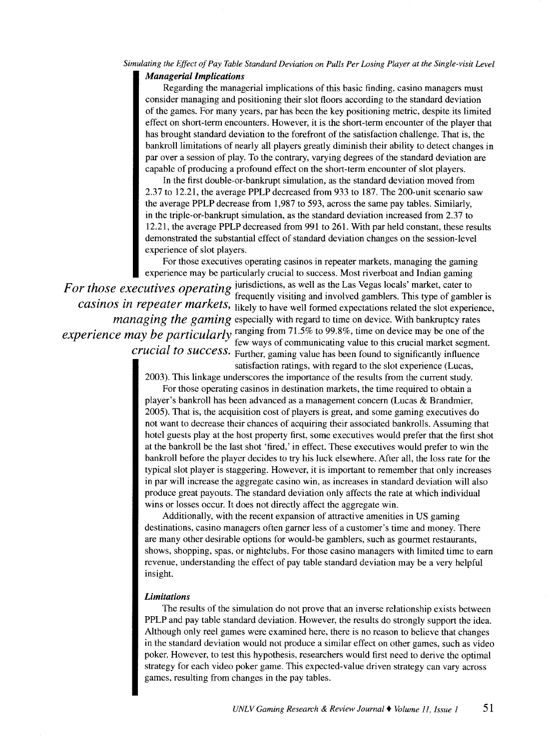### Managerial Implications

Regarding the managerial implications of this basic finding, casino managers must consider managing and positioning their slot floors according to the standard deviation of the games. For many years, par has been the key positioning metric, despite its limited effect on short-term encounters. However, it is the short-term encounter of the player that has brought standard deviation to the forefront of the satisfaction challenge. That is, the bankroll limitations of nearly all players greatly diminish their ability to detect changes in par over a session of play. To the contrary, varying degrees of the standard deviation are capable of producing a profound effect on the short-term encounter of slot players.

In the first double-or-bankrupt simulation, as the standard deviation moved from 2.37 to 12.21, the average PPLP decreased from 933 to 187. The 200-unit scenario saw the average PPLP decrease from 1,987 to 593, across the same pay tables. Similarly, in the triple-or-bankrupt simulation, as the standard deviation increased from 2.37 to 12.21, the average PPLP decreased from 991 to 261. With par held constant, these results demonstrated the substantial effect of standard deviation changes on the session-level experience of slot players.

For those executives operating casinos in repeater markets, managing the gaming experience may be particularly crucial to success. Most riverboat and Indian gaming jurisdictions, as well as the Las Vegas locals' market, cater to frequently visiting and involved gamblers. This type of gambler is likely to have well formed expectations related the slot experience, especially with regard to time on device. With bankruptcy rates ranging from 71.5% to 99.8%, time on device may be one of the few ways of communicating value to this crucial market segment. Further, gaming value has been found to significantly influence satisfaction ratings, with regard to the slot experience (Lucas, 2003). This linkage underscores the importance of the results from the current study.

*For those executives operating casinos in repeater markets, managing the gaming experience may be particularly crucial to success.*

For those operating casinos in destination markets, the time required to obtain a player's bankroll has been advanced as a management concern (Lucas & Brandmier, 2005). That is, the acquisition cost of players is great, and some gaming executives do not want to decrease their chances of acquiring their associated bankrolls. Assuming that hotel guests play at the host property first, some executives would prefer that the first shot at the bankroll be the last shot 'fired,' in effect. These executives would prefer to win the bankroll before the player decides to try his luck elsewhere. After all, the loss rate for the typical slot player is staggering. However, it is important to remember that only increases in par will increase the aggregate casino win, as increases in standard deviation will also produce great payouts. The standard deviation only affects the rate at which individual wins or losses occur. It does not directly affect the aggregate win.

Additionally, with the recent expansion of attractive amenities in US gaming destinations, casino managers often garner less of a customer's time and money. There are many other desirable options for would-be gamblers, such as gourmet restaurants, shows, shopping, spas, or nightclubs. For those casino managers with limited time to earn revenue, understanding the effect of pay table standard deviation may be a very helpful insight.

### Limitations

The results of the simulation do not prove that an inverse relationship exists between PPLP and pay table standard deviation. However, the results do strongly support the idea. Although only reel games were examined here, there is no reason to believe that changes in the standard deviation would not produce a similar effect on other games, such as video poker. However, to test this hypothesis, researchers would first need to derive the optimal strategy for each video poker game. This expected-value driven strategy can vary across games, resulting from changes in the pay tables.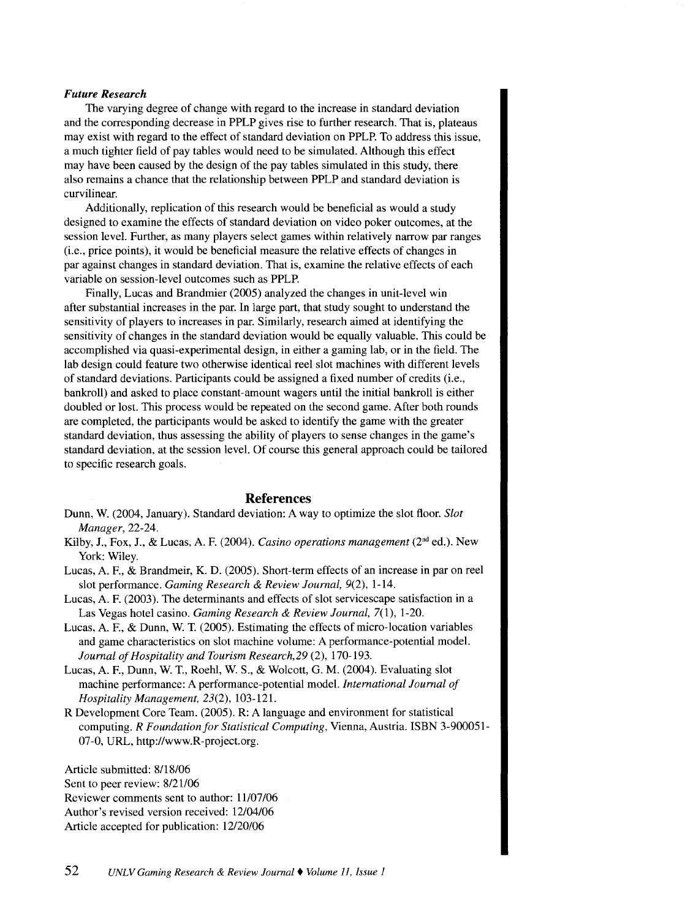***Future Research***

The varying degree of change with regard to the increase in standard deviation and the corresponding decrease in PPLP gives rise to further research. That is, plateaus may exist with regard to the effect of standard deviation on PPLP. To address this issue, a much tighter field of pay tables would need to be simulated. Although this effect may have been caused by the design of the pay tables simulated in this study, there also remains a chance that the relationship between PPLP and standard deviation is curvilinear.

Additionally, replication of this research would be beneficial as would a study designed to examine the effects of standard deviation on video poker outcomes, at the session level. Further, as many players select games within relatively narrow par ranges (i.e., price points), it would be beneficial measure the relative effects of changes in par against changes in standard deviation. That is, examine the relative effects of each variable on session-level outcomes such as PPLP.

Finally, Lucas and Brandmier (2005) analyzed the changes in unit-level win after substantial increases in the par. In large part, that study sought to understand the sensitivity of players to increases in par. Similarly, research aimed at identifying the sensitivity of changes in the standard deviation would be equally valuable. This could be accomplished via quasi-experimental design, in either a gaming lab, or in the field. The lab design could feature two otherwise identical reel slot machines with different levels of standard deviations. Participants could be assigned a fixed number of credits (i.e., bankroll) and asked to place constant-amount wagers until the initial bankroll is either doubled or lost. This process would be repeated on the second game. After both rounds are completed, the participants would be asked to identify the game with the greater standard deviation, thus assessing the ability of players to sense changes in the game's standard deviation, at the session level. Of course this general approach could be tailored to specific research goals.

## References

Dunn, W. (2004, January). Standard deviation: A way to optimize the slot floor. *Slot Manager*, 22-24.

Kilby, J., Fox, J., & Lucas, A. F. (2004). *Casino operations management* (2nd ed.). New York: Wiley.

Lucas, A. F., & Brandmeir, K. D. (2005). Short-term effects of an increase in par on reel slot performance. *Gaming Research & Review Journal, 9*(2), 1-14.

Lucas, A. F. (2003). The determinants and effects of slot servicescape satisfaction in a Las Vegas hotel casino. *Gaming Research & Review Journal, 7*(1), 1-20.

Lucas, A. F., & Dunn, W. T. (2005). Estimating the effects of micro-location variables and game characteristics on slot machine volume: A performance-potential model. *Journal of Hospitality and Tourism Research, 29* (2), 170-193.

Lucas, A. F., Dunn, W. T., Roehl, W. S., & Wolcott, G. M. (2004). Evaluating slot machine performance: A performance-potential model. *International Journal of Hospitality Management, 23*(2), 103-121.

R Development Core Team. (2005). R: A language and environment for statistical computing. *R Foundation for Statistical Computing*, Vienna, Austria. ISBN 3-900051-07-0, URL, http://www.R-project.org.

Article submitted: 8/18/06
Sent to peer review: 8/21/06
Reviewer comments sent to author: 11/07/06
Author's revised version received: 12/04/06
Article accepted for publication: 12/20/06